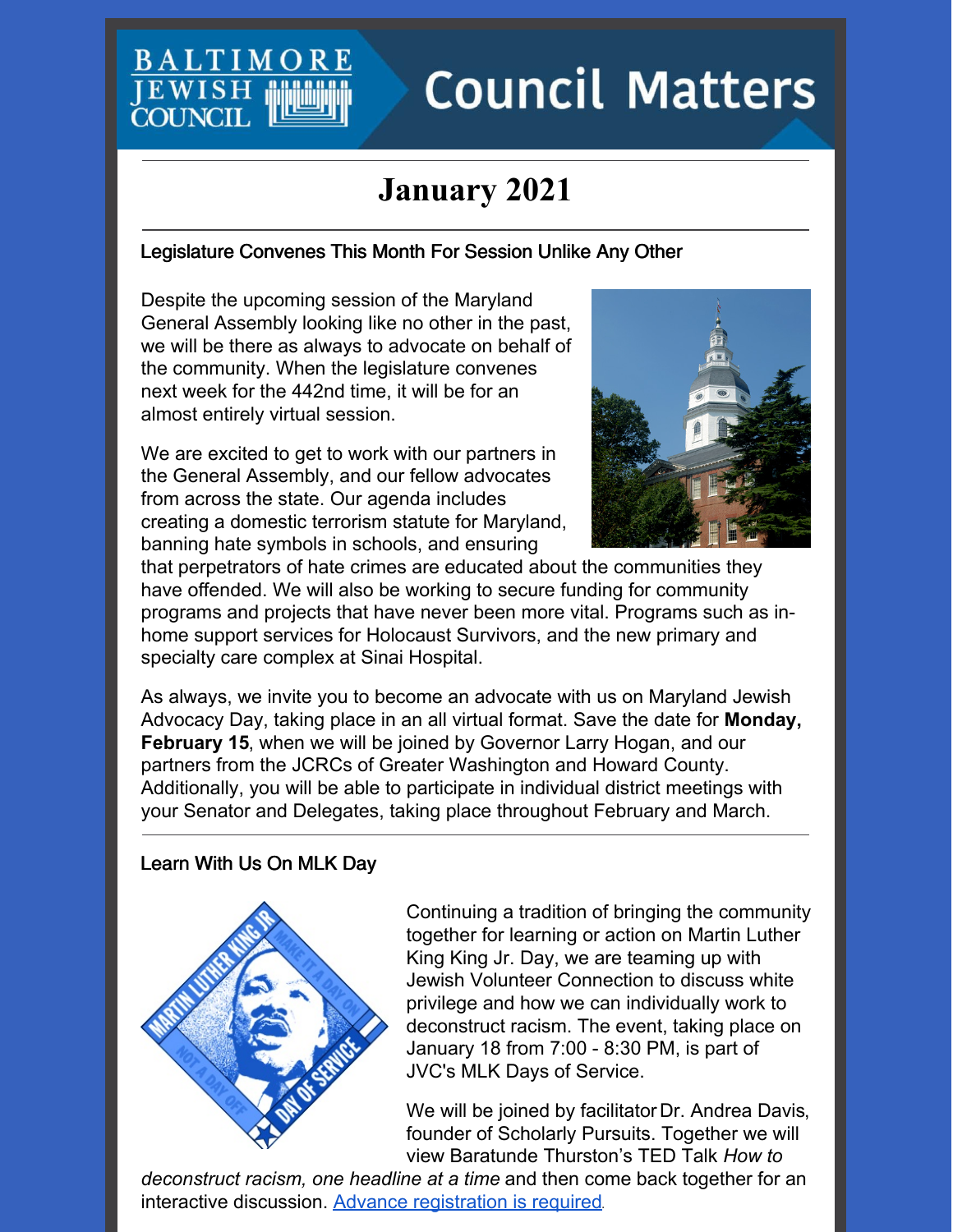# Council Matters

## January 2021

### Legislature Convenes This Month For Session Unlike Any Other

Despite the upcoming session of the Maryland General Assembly looking like no other in the past, we will be there as always to advocate on behalf of the community. When the legislature convenes next week for the 442nd time, it will be for an almost entirely virtual session.

We are excited to get to work with our partners in the General Assembly, and our fellow advocates from across the state. Our agenda includes creating a domestic terrorism statute for Maryland, banning hate symbols in schools, and ensuring that perpetrators of hate crimes are educated about the communities they have offended. We will also be working to secure funding for community programs and projects that have never been more vital. Programs such as in-home support services for Holocaust Survivors, and the new primary and specialty care complex at Sinai Hospital.

As always, we invite you to become an advocate with us on Maryland Jewish Advocacy Day, taking place in an all virtual format. Save the date for **Monday, February 15**, when we will be joined by Governor Larry Hogan, and our partners from the JCRCs of Greater Washington and Howard County. Additionally, you will be able to participate in individual district meetings with your Senator and Delegates, taking place throughout February and March.

### Learn With Us On MLK Day

Continuing a tradition of bringing the community together for learning or action on Martin Luther King King Jr. Day, we are teaming up with Jewish Volunteer Connection to discuss white privilege and how we can individually work to deconstruct racism. The event, taking place on January 18 from 7:00 - 8:30 PM, is part of JVC's MLK Days of Service.

We will be joined by facilitator Dr. Andrea Davis, founder of Scholarly Pursuits. Together we will view Baratunde Thurston's TED Talk *How to deconstruct racism, one headline at a time* and then come back together for an interactive discussion. Advance registration is required.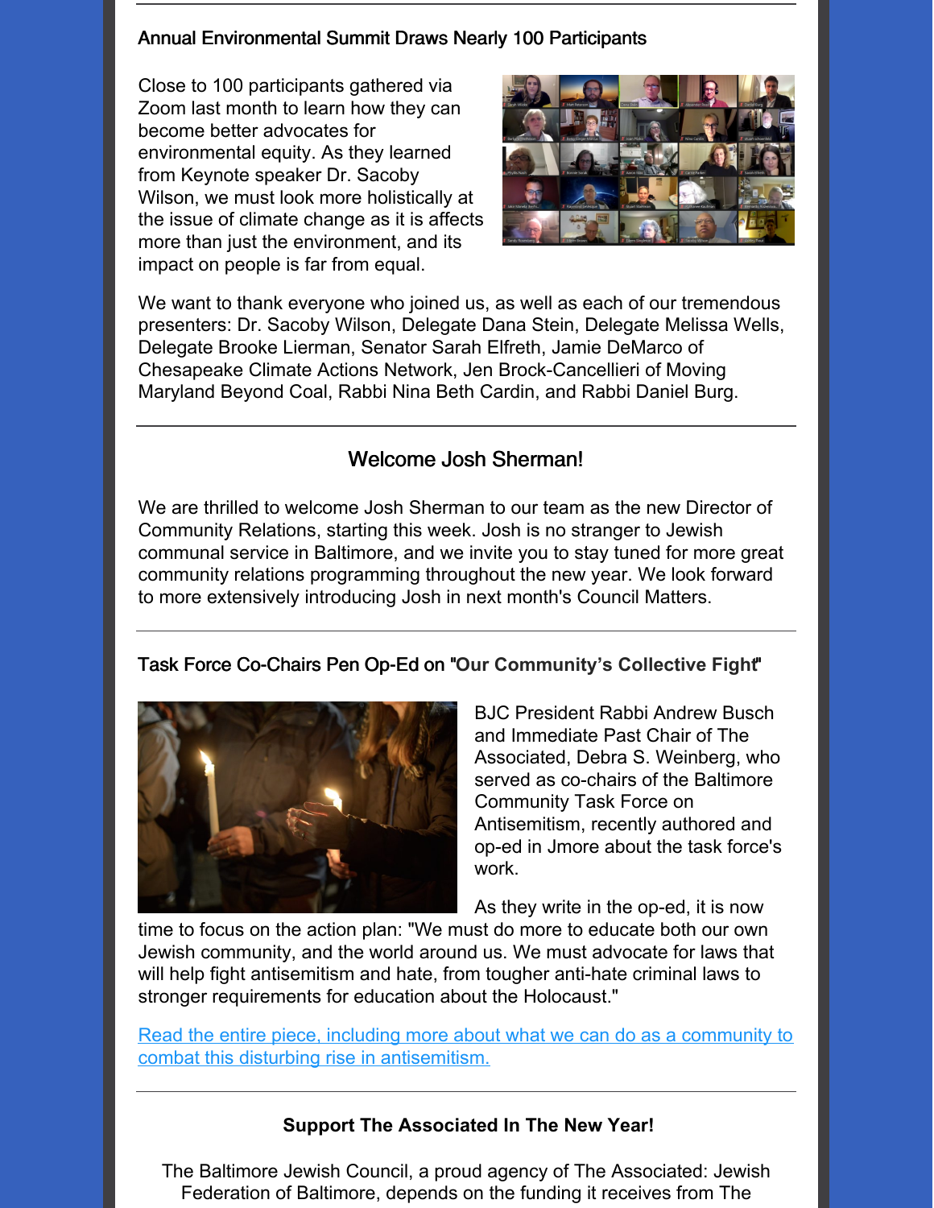### Annual Environmental Summit Draws Nearly 100 Participants

Close to 100 participants gathered via Zoom last month to learn how they can become better advocates for environmental equity. As they learned from Keynote speaker Dr. Sacoby Wilson, we must look more holistically at the issue of climate change as it is affects more than just the environment, and its impact on people is far from equal.

We want to thank everyone who joined us, as well as each of our tremendous presenters: Dr. Sacoby Wilson, Delegate Dana Stein, Delegate Melissa Wells, Delegate Brooke Lierman, Senator Sarah Elfreth, Jamie DeMarco of Chesapeake Climate Actions Network, Jen Brock-Cancellieri of Moving Maryland Beyond Coal, Rabbi Nina Beth Cardin, and Rabbi Daniel Burg.

---

## Welcome Josh Sherman!

We are thrilled to welcome Josh Sherman to our team as the new Director of Community Relations, starting this week. Josh is no stranger to Jewish communal service in Baltimore, and we invite you to stay tuned for more great community relations programming throughout the new year. We look forward to more extensively introducing Josh in next month's Council Matters.

---

### Task Force Co-Chairs Pen Op-Ed on "**Our Community's Collective Fight**"

BJC President Rabbi Andrew Busch and Immediate Past Chair of The Associated, Debra S. Weinberg, who served as co-chairs of the Baltimore Community Task Force on Antisemitism, recently authored and op-ed in Jmore about the task force's work.

As they write in the op-ed, it is now time to focus on the action plan: "We must do more to educate both our own Jewish community, and the world around us. We must advocate for laws that will help fight antisemitism and hate, from tougher anti-hate criminal laws to stronger requirements for education about the Holocaust."

Read the entire piece, including more about what we can do as a community to combat this disturbing rise in antisemitism.

---

**Support The Associated In The New Year!**

The Baltimore Jewish Council, a proud agency of The Associated: Jewish Federation of Baltimore, depends on the funding it receives from The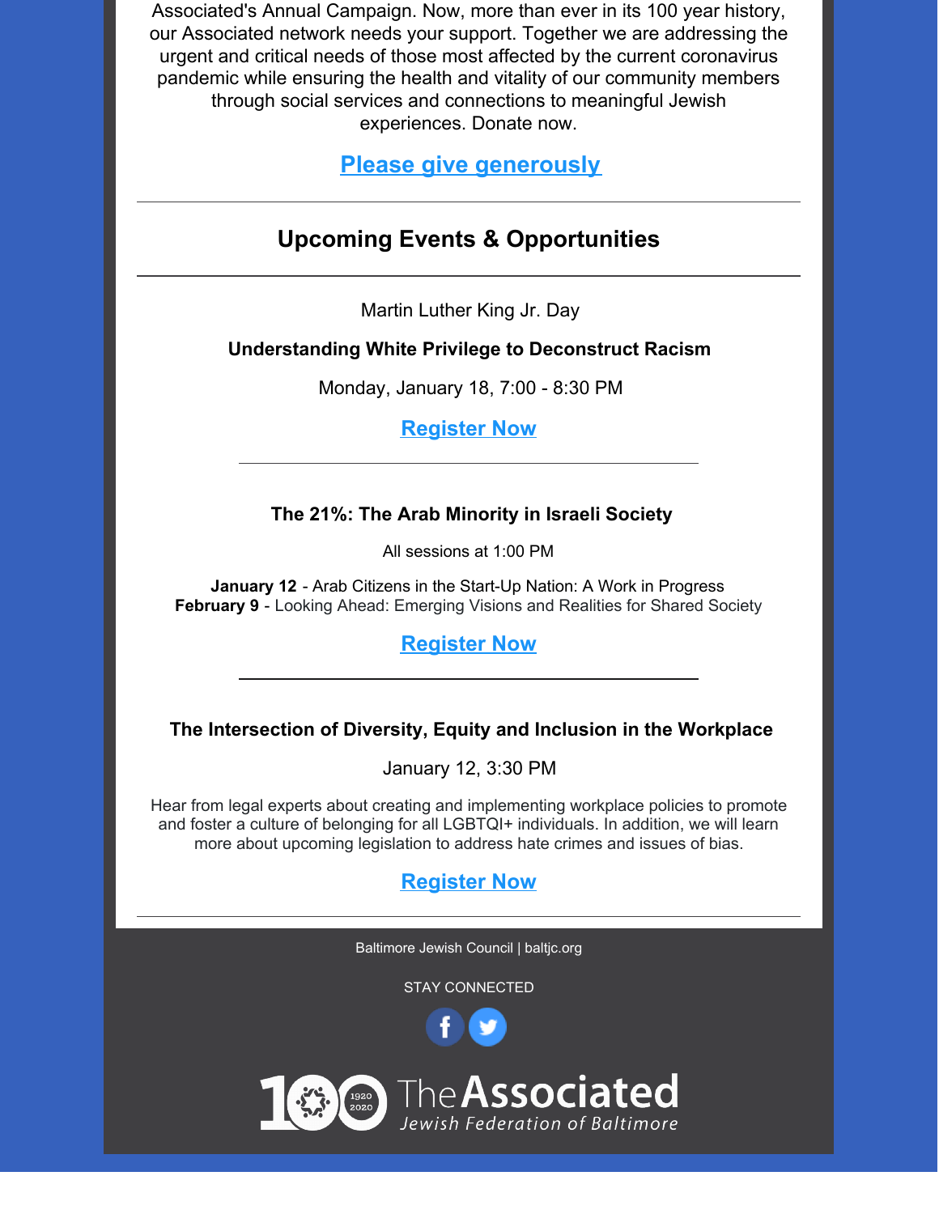Associated's Annual Campaign. Now, more than ever in its 100 year history, our Associated network needs your support. Together we are addressing the urgent and critical needs of those most affected by the current coronavirus pandemic while ensuring the health and vitality of our community members through social services and connections to meaningful Jewish experiences. Donate now.

**Please give generously**

---

## Upcoming Events & Opportunities

---

Martin Luther King Jr. Day

**Understanding White Privilege to Deconstruct Racism**

Monday, January 18, 7:00 - 8:30 PM

**Register Now**

---

**The 21%: The Arab Minority in Israeli Society**

All sessions at 1:00 PM

**January 12** - Arab Citizens in the Start-Up Nation: A Work in Progress
**February 9** - Looking Ahead: Emerging Visions and Realities for Shared Society

**Register Now**

---

**The Intersection of Diversity, Equity and Inclusion in the Workplace**

January 12, 3:30 PM

Hear from legal experts about creating and implementing workplace policies to promote and foster a culture of belonging for all LGBTQI+ individuals. In addition, we will learn more about upcoming legislation to address hate crimes and issues of bias.

**Register Now**

---

Baltimore Jewish Council | baltjc.org

STAY CONNECTED

100 1920 2020 The Associated Jewish Federation of Baltimore